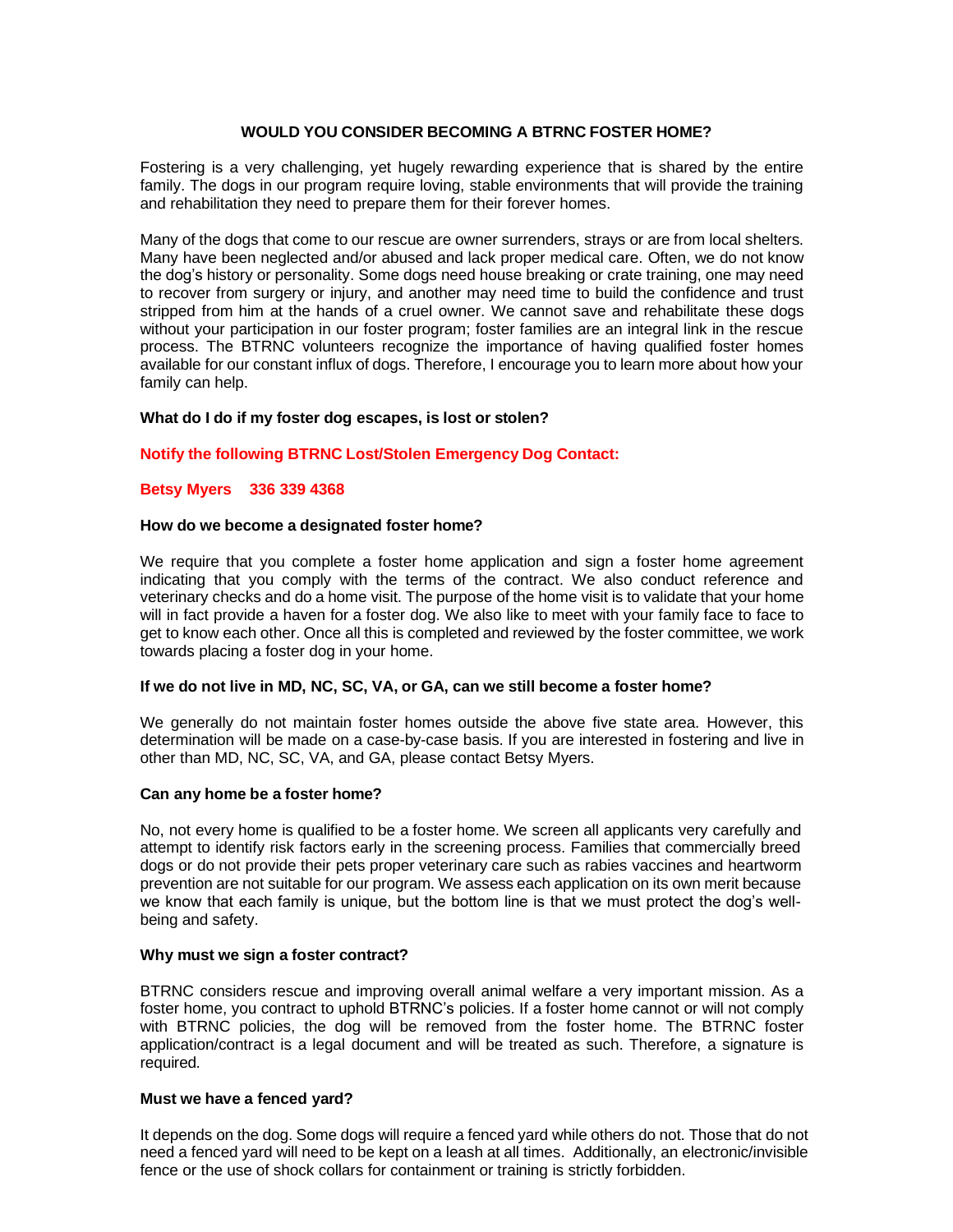# WOULD YOU CONSIDER BECOMING A BTRNC FOSTER HOME?

Fostering is a very challenging, yet hugely rewarding experience that is shared by the entire family. The dogs in our program require loving, stable environments that will provide the training and rehabilitation they need to prepare them for their forever homes.

Many of the dogs that come to our rescue are owner surrenders, strays or are from local shelters. Many have been neglected and/or abused and lack proper medical care. Often, we do not know the dog's history or personality. Some dogs need house breaking or crate training, one may need to recover from surgery or injury, and another may need time to build the confidence and trust stripped from him at the hands of a cruel owner. We cannot save and rehabilitate these dogs without your participation in our foster program; foster families are an integral link in the rescue process. The BTRNC volunteers recognize the importance of having qualified foster homes available for our constant influx of dogs. Therefore, I encourage you to learn more about how your family can help.

**What do I do if my foster dog escapes, is lost or stolen?**

**Notify the following BTRNC Lost/Stolen Emergency Dog Contact:**

**Betsy Myers 336 339 4368**

**How do we become a designated foster home?**

We require that you complete a foster home application and sign a foster home agreement indicating that you comply with the terms of the contract. We also conduct reference and veterinary checks and do a home visit. The purpose of the home visit is to validate that your home will in fact provide a haven for a foster dog. We also like to meet with your family face to face to get to know each other. Once all this is completed and reviewed by the foster committee, we work towards placing a foster dog in your home.

**If we do not live in MD, NC, SC, VA, or GA, can we still become a foster home?**

We generally do not maintain foster homes outside the above five state area. However, this determination will be made on a case-by-case basis. If you are interested in fostering and live in other than MD, NC, SC, VA, and GA, please contact Betsy Myers.

**Can any home be a foster home?**

No, not every home is qualified to be a foster home. We screen all applicants very carefully and attempt to identify risk factors early in the screening process. Families that commercially breed dogs or do not provide their pets proper veterinary care such as rabies vaccines and heartworm prevention are not suitable for our program. We assess each application on its own merit because we know that each family is unique, but the bottom line is that we must protect the dog's well-being and safety.

**Why must we sign a foster contract?**

BTRNC considers rescue and improving overall animal welfare a very important mission. As a foster home, you contract to uphold BTRNC's policies. If a foster home cannot or will not comply with BTRNC policies, the dog will be removed from the foster home. The BTRNC foster application/contract is a legal document and will be treated as such. Therefore, a signature is required.

**Must we have a fenced yard?**

It depends on the dog. Some dogs will require a fenced yard while others do not. Those that do not need a fenced yard will need to be kept on a leash at all times. Additionally, an electronic/invisible fence or the use of shock collars for containment or training is strictly forbidden.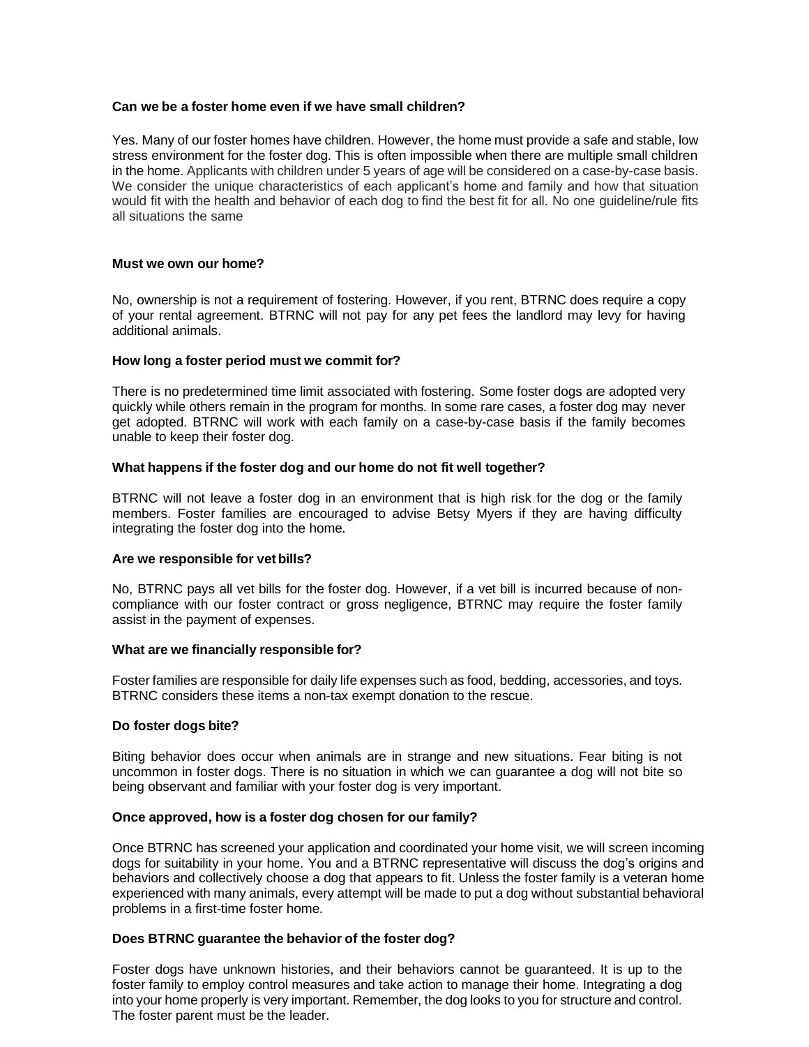**Can we be a foster home even if we have small children?**

Yes. Many of our foster homes have children. However, the home must provide a safe and stable, low stress environment for the foster dog. This is often impossible when there are multiple small children in the home. Applicants with children under 5 years of age will be considered on a case-by-case basis. We consider the unique characteristics of each applicant's home and family and how that situation would fit with the health and behavior of each dog to find the best fit for all. No one guideline/rule fits all situations the same

**Must we own our home?**

No, ownership is not a requirement of fostering. However, if you rent, BTRNC does require a copy of your rental agreement. BTRNC will not pay for any pet fees the landlord may levy for having additional animals.

**How long a foster period must we commit for?**

There is no predetermined time limit associated with fostering. Some foster dogs are adopted very quickly while others remain in the program for months. In some rare cases, a foster dog may never get adopted. BTRNC will work with each family on a case-by-case basis if the family becomes unable to keep their foster dog.

**What happens if the foster dog and our home do not fit well together?**

BTRNC will not leave a foster dog in an environment that is high risk for the dog or the family members. Foster families are encouraged to advise Betsy Myers if they are having difficulty integrating the foster dog into the home.

**Are we responsible for vet bills?**

No, BTRNC pays all vet bills for the foster dog. However, if a vet bill is incurred because of non-compliance with our foster contract or gross negligence, BTRNC may require the foster family assist in the payment of expenses.

**What are we financially responsible for?**

Foster families are responsible for daily life expenses such as food, bedding, accessories, and toys. BTRNC considers these items a non-tax exempt donation to the rescue.

**Do foster dogs bite?**

Biting behavior does occur when animals are in strange and new situations. Fear biting is not uncommon in foster dogs. There is no situation in which we can guarantee a dog will not bite so being observant and familiar with your foster dog is very important.

**Once approved, how is a foster dog chosen for our family?**

Once BTRNC has screened your application and coordinated your home visit, we will screen incoming dogs for suitability in your home. You and a BTRNC representative will discuss the dog's origins and behaviors and collectively choose a dog that appears to fit. Unless the foster family is a veteran home experienced with many animals, every attempt will be made to put a dog without substantial behavioral problems in a first-time foster home.

**Does BTRNC guarantee the behavior of the foster dog?**

Foster dogs have unknown histories, and their behaviors cannot be guaranteed. It is up to the foster family to employ control measures and take action to manage their home. Integrating a dog into your home properly is very important. Remember, the dog looks to you for structure and control. The foster parent must be the leader.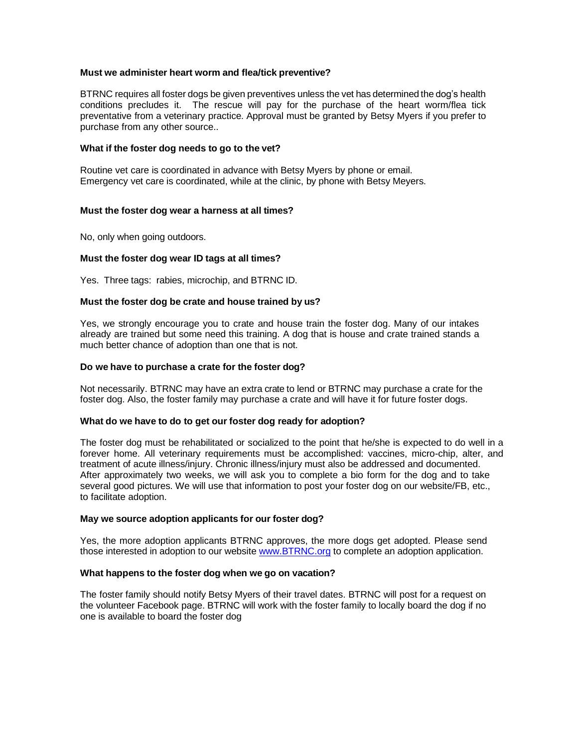**Must we administer heart worm and flea/tick preventive?**

BTRNC requires all foster dogs be given preventives unless the vet has determined the dog's health conditions precludes it. The rescue will pay for the purchase of the heart worm/flea tick preventative from a veterinary practice. Approval must be granted by Betsy Myers if you prefer to purchase from any other source..

**What if the foster dog needs to go to the vet?**

Routine vet care is coordinated in advance with Betsy Myers by phone or email.
Emergency vet care is coordinated, while at the clinic, by phone with Betsy Meyers.

**Must the foster dog wear a harness at all times?**

No, only when going outdoors.

**Must the foster dog wear ID tags at all times?**

Yes. Three tags: rabies, microchip, and BTRNC ID.

**Must the foster dog be crate and house trained by us?**

Yes, we strongly encourage you to crate and house train the foster dog. Many of our intakes already are trained but some need this training. A dog that is house and crate trained stands a much better chance of adoption than one that is not.

**Do we have to purchase a crate for the foster dog?**

Not necessarily. BTRNC may have an extra crate to lend or BTRNC may purchase a crate for the foster dog. Also, the foster family may purchase a crate and will have it for future foster dogs.

**What do we have to do to get our foster dog ready for adoption?**

The foster dog must be rehabilitated or socialized to the point that he/she is expected to do well in a forever home. All veterinary requirements must be accomplished: vaccines, micro-chip, alter, and treatment of acute illness/injury. Chronic illness/injury must also be addressed and documented. After approximately two weeks, we will ask you to complete a bio form for the dog and to take several good pictures. We will use that information to post your foster dog on our website/FB, etc., to facilitate adoption.

**May we source adoption applicants for our foster dog?**

Yes, the more adoption applicants BTRNC approves, the more dogs get adopted. Please send those interested in adoption to our website [www.BTRNC.org](http://www.BTRNC.org) to complete an adoption application.

**What happens to the foster dog when we go on vacation?**

The foster family should notify Betsy Myers of their travel dates. BTRNC will post for a request on the volunteer Facebook page. BTRNC will work with the foster family to locally board the dog if no one is available to board the foster dog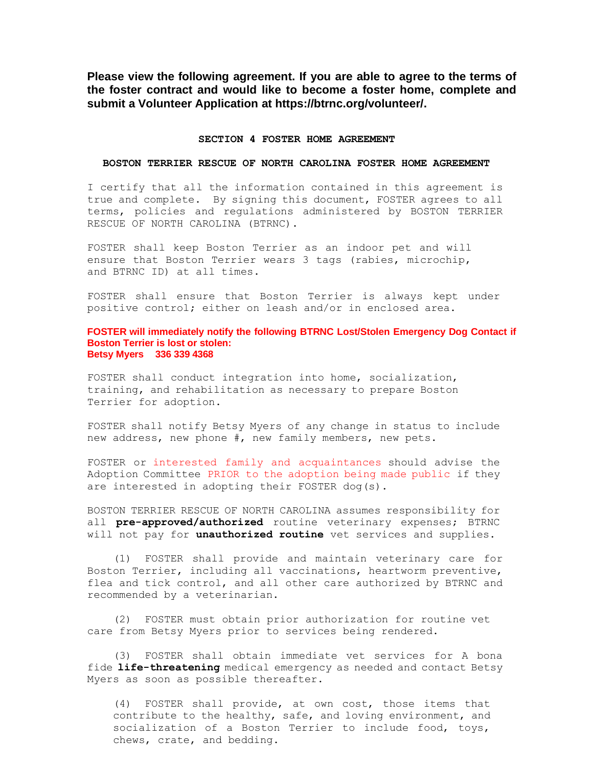**Please view the following agreement. If you are able to agree to the terms of the foster contract and would like to become a foster home, complete and submit a Volunteer Application at https://btrnc.org/volunteer/.**

## SECTION 4 FOSTER HOME AGREEMENT

### BOSTON TERRIER RESCUE OF NORTH CAROLINA FOSTER HOME AGREEMENT

I certify that all the information contained in this agreement is true and complete. By signing this document, FOSTER agrees to all terms, policies and regulations administered by BOSTON TERRIER RESCUE OF NORTH CAROLINA (BTRNC).

FOSTER shall keep Boston Terrier as an indoor pet and will ensure that Boston Terrier wears 3 tags (rabies, microchip, and BTRNC ID) at all times.

FOSTER shall ensure that Boston Terrier is always kept under positive control; either on leash and/or in enclosed area.

**FOSTER will immediately notify the following BTRNC Lost/Stolen Emergency Dog Contact if Boston Terrier is lost or stolen:**
**Betsy Myers 336 339 4368**

FOSTER shall conduct integration into home, socialization, training, and rehabilitation as necessary to prepare Boston Terrier for adoption.

FOSTER shall notify Betsy Myers of any change in status to include new address, new phone #, new family members, new pets.

FOSTER or interested family and acquaintances should advise the Adoption Committee PRIOR to the adoption being made public if they are interested in adopting their FOSTER dog(s).

BOSTON TERRIER RESCUE OF NORTH CAROLINA assumes responsibility for all **pre-approved/authorized** routine veterinary expenses; BTRNC will not pay for **unauthorized routine** vet services and supplies.

(1) FOSTER shall provide and maintain veterinary care for Boston Terrier, including all vaccinations, heartworm preventive, flea and tick control, and all other care authorized by BTRNC and recommended by a veterinarian.

(2) FOSTER must obtain prior authorization for routine vet care from Betsy Myers prior to services being rendered.

(3) FOSTER shall obtain immediate vet services for A bona fide **life-threatening** medical emergency as needed and contact Betsy Myers as soon as possible thereafter.

(4) FOSTER shall provide, at own cost, those items that contribute to the healthy, safe, and loving environment, and socialization of a Boston Terrier to include food, toys, chews, crate, and bedding.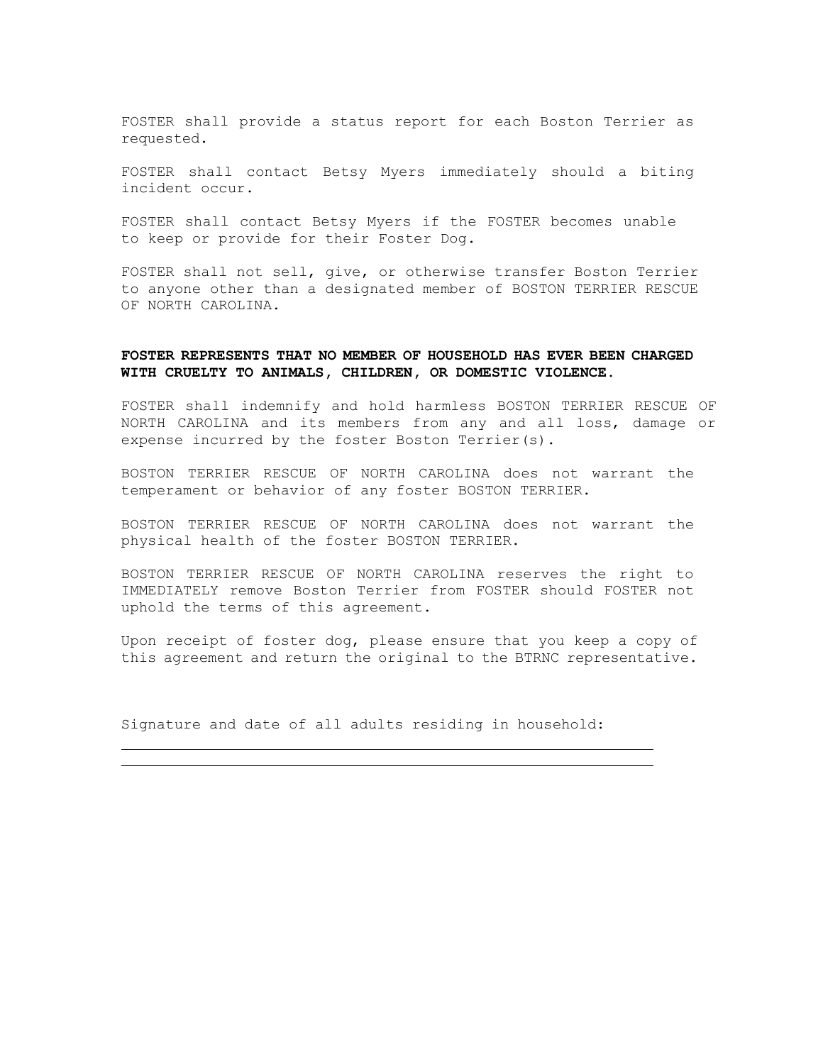FOSTER shall provide a status report for each Boston Terrier as requested.

FOSTER shall contact Betsy Myers immediately should a biting incident occur.

FOSTER shall contact Betsy Myers if the FOSTER becomes unable to keep or provide for their Foster Dog.

FOSTER shall not sell, give, or otherwise transfer Boston Terrier to anyone other than a designated member of BOSTON TERRIER RESCUE OF NORTH CAROLINA.

**FOSTER REPRESENTS THAT NO MEMBER OF HOUSEHOLD HAS EVER BEEN CHARGED WITH CRUELTY TO ANIMALS, CHILDREN, OR DOMESTIC VIOLENCE.**

FOSTER shall indemnify and hold harmless BOSTON TERRIER RESCUE OF NORTH CAROLINA and its members from any and all loss, damage or expense incurred by the foster Boston Terrier(s).

BOSTON TERRIER RESCUE OF NORTH CAROLINA does not warrant the temperament or behavior of any foster BOSTON TERRIER.

BOSTON TERRIER RESCUE OF NORTH CAROLINA does not warrant the physical health of the foster BOSTON TERRIER.

BOSTON TERRIER RESCUE OF NORTH CAROLINA reserves the right to IMMEDIATELY remove Boston Terrier from FOSTER should FOSTER not uphold the terms of this agreement.

Upon receipt of foster dog, please ensure that you keep a copy of this agreement and return the original to the BTRNC representative.

Signature and date of all adults residing in household:

\_\_\_\_\_\_\_\_\_\_\_\_\_\_\_\_\_\_\_\_\_\_\_\_\_\_\_\_\_\_\_\_\_\_\_\_\_\_\_\_\_\_\_\_\_\_\_\_\_\_\_\_\_\_\_\_\_\_\_\_

\_\_\_\_\_\_\_\_\_\_\_\_\_\_\_\_\_\_\_\_\_\_\_\_\_\_\_\_\_\_\_\_\_\_\_\_\_\_\_\_\_\_\_\_\_\_\_\_\_\_\_\_\_\_\_\_\_\_\_\_